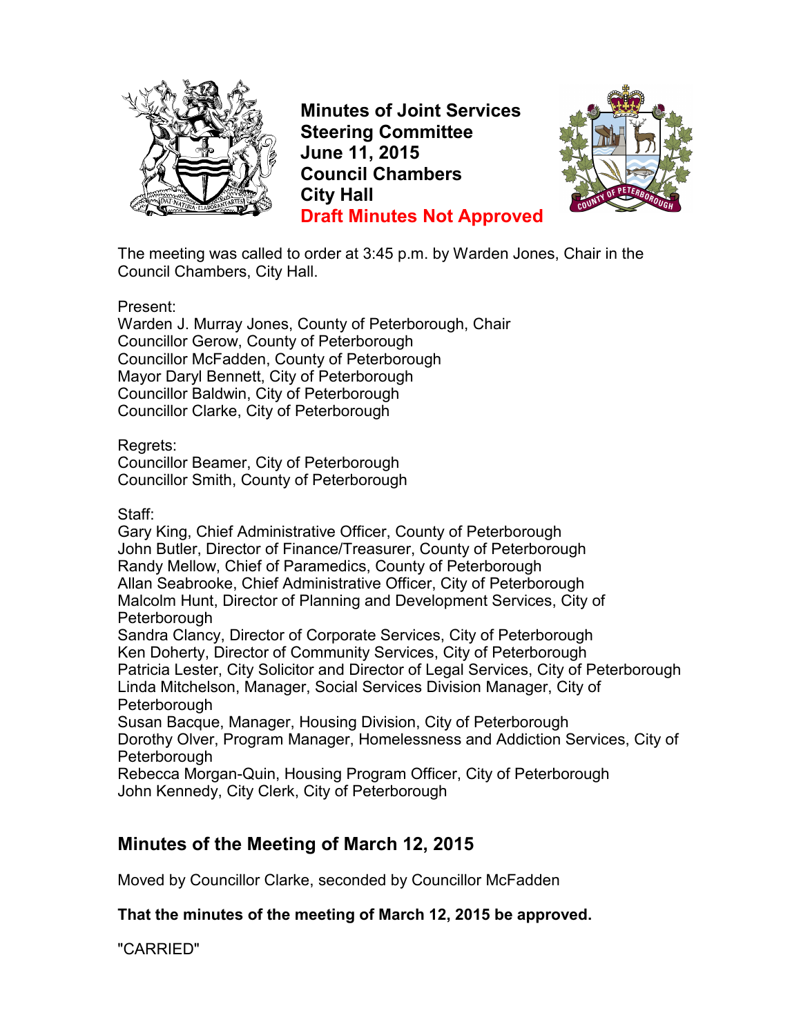# Minutes of Joint Services Steering Committee
## June 11, 2015
## Council Chambers
## City Hall
## Draft Minutes Not Approved

The meeting was called to order at 3:45 p.m. by Warden Jones, Chair in the Council Chambers, City Hall.

Present:
Warden J. Murray Jones, County of Peterborough, Chair
Councillor Gerow, County of Peterborough
Councillor McFadden, County of Peterborough
Mayor Daryl Bennett, City of Peterborough
Councillor Baldwin, City of Peterborough
Councillor Clarke, City of Peterborough

Regrets:
Councillor Beamer, City of Peterborough
Councillor Smith, County of Peterborough

Staff:
Gary King, Chief Administrative Officer, County of Peterborough
John Butler, Director of Finance/Treasurer, County of Peterborough
Randy Mellow, Chief of Paramedics, County of Peterborough
Allan Seabrooke, Chief Administrative Officer, City of Peterborough
Malcolm Hunt, Director of Planning and Development Services, City of Peterborough
Sandra Clancy, Director of Corporate Services, City of Peterborough
Ken Doherty, Director of Community Services, City of Peterborough
Patricia Lester, City Solicitor and Director of Legal Services, City of Peterborough
Linda Mitchelson, Manager, Social Services Division Manager, City of Peterborough
Susan Bacque, Manager, Housing Division, City of Peterborough
Dorothy Olver, Program Manager, Homelessness and Addiction Services, City of Peterborough
Rebecca Morgan-Quin, Housing Program Officer, City of Peterborough
John Kennedy, City Clerk, City of Peterborough

## Minutes of the Meeting of March 12, 2015

Moved by Councillor Clarke, seconded by Councillor McFadden

**That the minutes of the meeting of March 12, 2015 be approved.**

"CARRIED"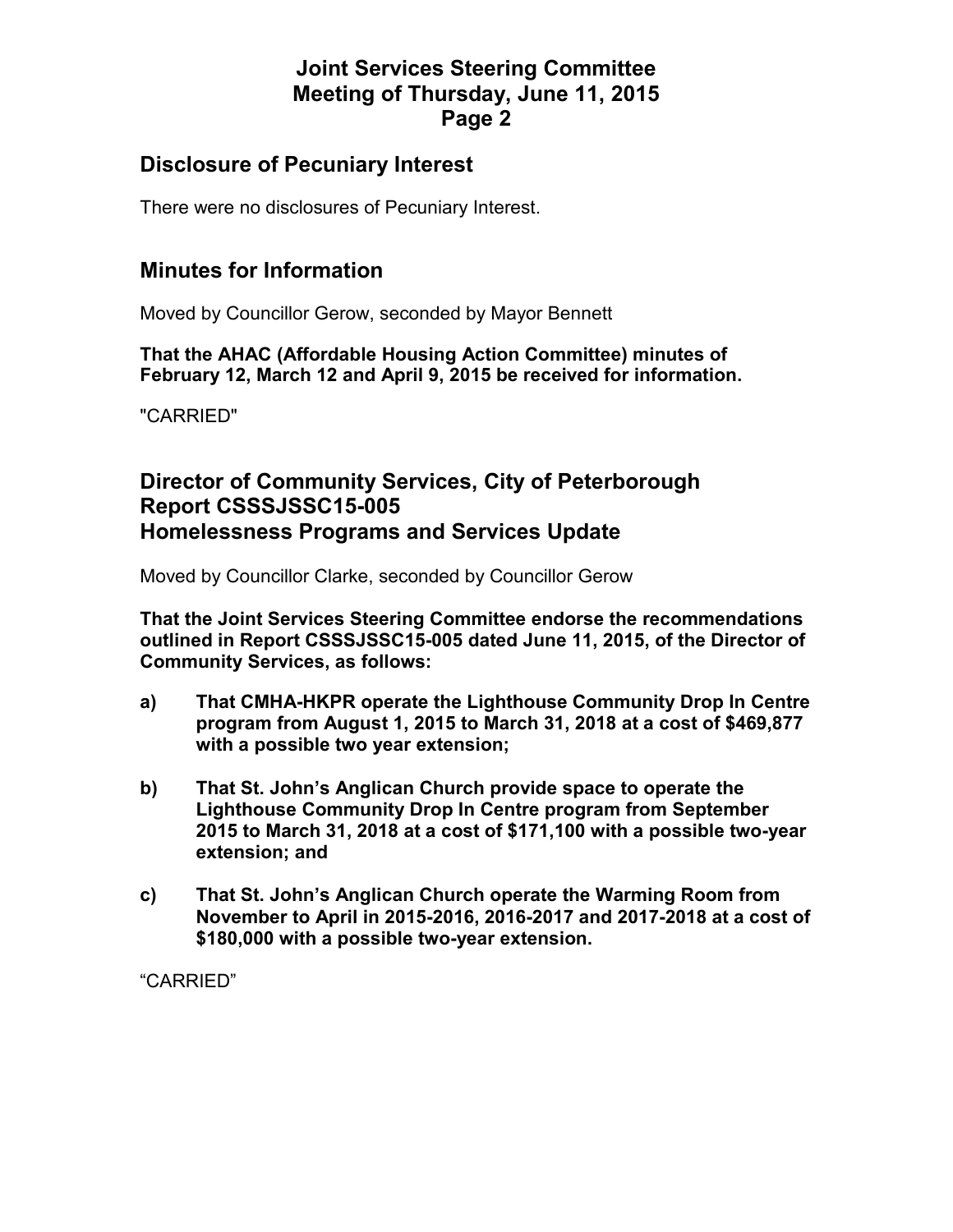## Disclosure of Pecuniary Interest

There were no disclosures of Pecuniary Interest.

## Minutes for Information

Moved by Councillor Gerow, seconded by Mayor Bennett

**That the AHAC (Affordable Housing Action Committee) minutes of February 12, March 12 and April 9, 2015 be received for information.**

"CARRIED"

## Director of Community Services, City of Peterborough Report CSSSJSSC15-005 Homelessness Programs and Services Update

Moved by Councillor Clarke, seconded by Councillor Gerow

**That the Joint Services Steering Committee endorse the recommendations outlined in Report CSSSJSSC15-005 dated June 11, 2015, of the Director of Community Services, as follows:**

**a) That CMHA-HKPR operate the Lighthouse Community Drop In Centre program from August 1, 2015 to March 31, 2018 at a cost of $469,877 with a possible two year extension;**

**b) That St. John's Anglican Church provide space to operate the Lighthouse Community Drop In Centre program from September 2015 to March 31, 2018 at a cost of $171,100 with a possible two-year extension; and**

**c) That St. John's Anglican Church operate the Warming Room from November to April in 2015-2016, 2016-2017 and 2017-2018 at a cost of $180,000 with a possible two-year extension.**

"CARRIED"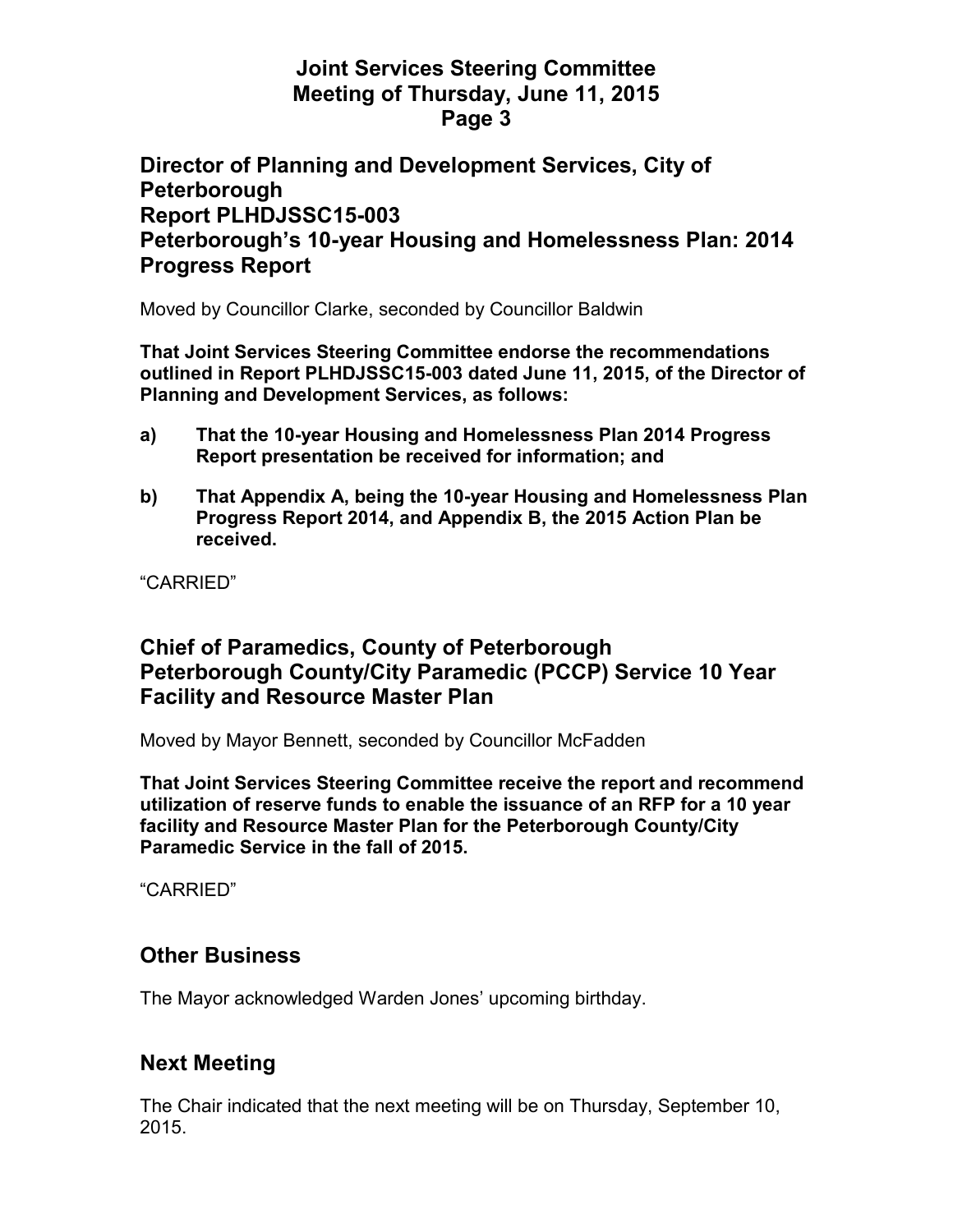## Director of Planning and Development Services, City of Peterborough
## Report PLHDJSSC15-003
## Peterborough's 10-year Housing and Homelessness Plan: 2014 Progress Report

Moved by Councillor Clarke, seconded by Councillor Baldwin

**That Joint Services Steering Committee endorse the recommendations outlined in Report PLHDJSSC15-003 dated June 11, 2015, of the Director of Planning and Development Services, as follows:**

**a) That the 10-year Housing and Homelessness Plan 2014 Progress Report presentation be received for information; and**

**b) That Appendix A, being the 10-year Housing and Homelessness Plan Progress Report 2014, and Appendix B, the 2015 Action Plan be received.**

"CARRIED"

## Chief of Paramedics, County of Peterborough
## Peterborough County/City Paramedic (PCCP) Service 10 Year Facility and Resource Master Plan

Moved by Mayor Bennett, seconded by Councillor McFadden

**That Joint Services Steering Committee receive the report and recommend utilization of reserve funds to enable the issuance of an RFP for a 10 year facility and Resource Master Plan for the Peterborough County/City Paramedic Service in the fall of 2015.**

"CARRIED"

## Other Business

The Mayor acknowledged Warden Jones' upcoming birthday.

## Next Meeting

The Chair indicated that the next meeting will be on Thursday, September 10, 2015.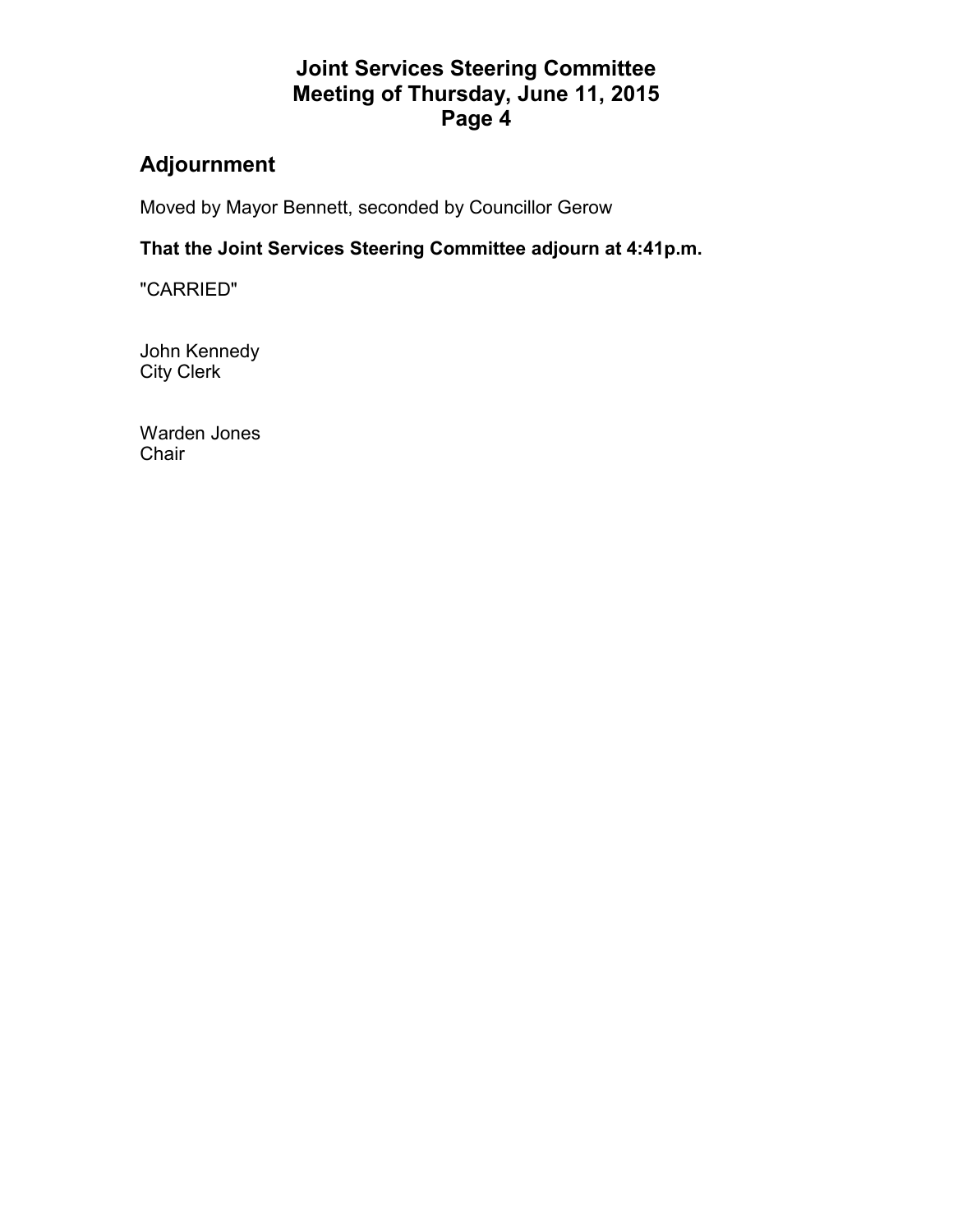## Adjournment

Moved by Mayor Bennett, seconded by Councillor Gerow

**That the Joint Services Steering Committee adjourn at 4:41p.m.**

"CARRIED"

John Kennedy
City Clerk

Warden Jones
Chair